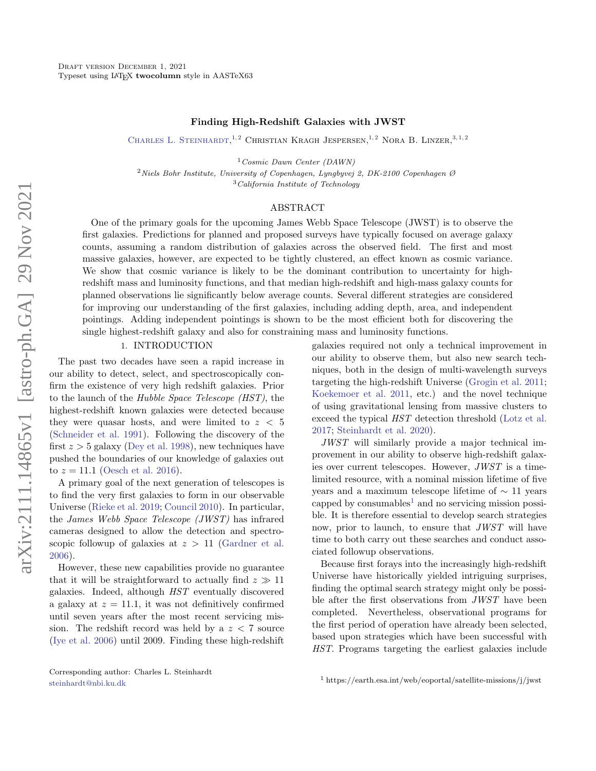Draft version December 1, 2021
Typeset using LaTeX **twocolumn** style in AASTeX63

# Finding High-Redshift Galaxies with JWST

Charles L. Steinhardt,[1,2] Christian Kragh Jespersen,[1,2] Nora B. Linzer,[3,1,2]

[1] *Cosmic Dawn Center (DAWN)*
[2] *Niels Bohr Institute, University of Copenhagen, Lyngbyvej 2, DK-2100 Copenhagen Ø*
[3] *California Institute of Technology*

## ABSTRACT

One of the primary goals for the upcoming James Webb Space Telescope (JWST) is to observe the first galaxies. Predictions for planned and proposed surveys have typically focused on average galaxy counts, assuming a random distribution of galaxies across the observed field. The first and most massive galaxies, however, are expected to be tightly clustered, an effect known as cosmic variance. We show that cosmic variance is likely to be the dominant contribution to uncertainty for high-redshift mass and luminosity functions, and that median high-redshift and high-mass galaxy counts for planned observations lie significantly below average counts. Several different strategies are considered for improving our understanding of the first galaxies, including adding depth, area, and independent pointings. Adding independent pointings is shown to be the most efficient both for discovering the single highest-redshift galaxy and also for constraining mass and luminosity functions.

## 1. INTRODUCTION

The past two decades have seen a rapid increase in our ability to detect, select, and spectroscopically confirm the existence of very high redshift galaxies. Prior to the launch of the *Hubble Space Telescope (HST)*, the highest-redshift known galaxies were detected because they were quasar hosts, and were limited to $z < 5$ (Schneider et al. 1991). Following the discovery of the first $z > 5$ galaxy (Dey et al. 1998), new techniques have pushed the boundaries of our knowledge of galaxies out to $z = 11.1$ (Oesch et al. 2016).

A primary goal of the next generation of telescopes is to find the very first galaxies to form in our observable Universe (Rieke et al. 2019; Council 2010). In particular, the *James Webb Space Telescope (JWST)* has infrared cameras designed to allow the detection and spectroscopic followup of galaxies at $z > 11$ (Gardner et al. 2006).

However, these new capabilities provide no guarantee that it will be straightforward to actually find $z \gg 11$ galaxies. Indeed, although *HST* eventually discovered a galaxy at $z = 11.1$, it was not definitively confirmed until seven years after the most recent servicing mission. The redshift record was held by a $z < 7$ source (Iye et al. 2006) until 2009. Finding these high-redshift galaxies required not only a technical improvement in our ability to observe them, but also new search techniques, both in the design of multi-wavelength surveys targeting the high-redshift Universe (Grogin et al. 2011; Koekemoer et al. 2011, etc.) and the novel technique of using gravitational lensing from massive clusters to exceed the typical *HST* detection threshold (Lotz et al. 2017; Steinhardt et al. 2020).

*JWST* will similarly provide a major technical improvement in our ability to observe high-redshift galaxies over current telescopes. However, *JWST* is a time-limited resource, with a nominal mission lifetime of five years and a maximum telescope lifetime of $\sim 11$ years capped by consumables[1] and no servicing mission possible. It is therefore essential to develop search strategies now, prior to launch, to ensure that *JWST* will have time to both carry out these searches and conduct associated followup observations.

Because first forays into the increasingly high-redshift Universe have historically yielded intriguing surprises, finding the optimal search strategy might only be possible after the first observations from *JWST* have been completed. Nevertheless, observational programs for the first period of operation have already been selected, based upon strategies which have been successful with *HST*. Programs targeting the earliest galaxies include

Corresponding author: Charles L. Steinhardt
steinhardt@nbi.ku.dk

[1] https://earth.esa.int/web/eoportal/satellite-missions/j/jwst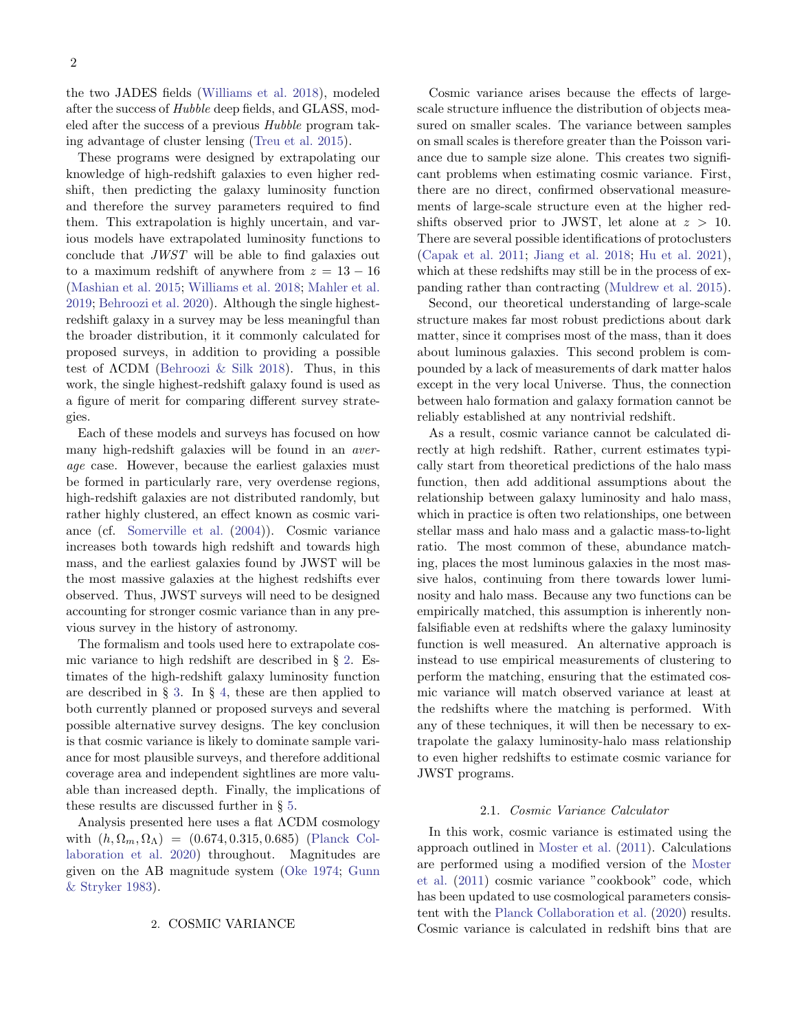the two JADES fields (Williams et al. 2018), modeled after the success of *Hubble* deep fields, and GLASS, modeled after the success of a previous *Hubble* program taking advantage of cluster lensing (Treu et al. 2015).

These programs were designed by extrapolating our knowledge of high-redshift galaxies to even higher redshift, then predicting the galaxy luminosity function and therefore the survey parameters required to find them. This extrapolation is highly uncertain, and various models have extrapolated luminosity functions to conclude that *JWST* will be able to find galaxies out to a maximum redshift of anywhere from $z = 13 - 16$ (Mashian et al. 2015; Williams et al. 2018; Mahler et al. 2019; Behroozi et al. 2020). Although the single highest-redshift galaxy in a survey may be less meaningful than the broader distribution, it it commonly calculated for proposed surveys, in addition to providing a possible test of ΛCDM (Behroozi & Silk 2018). Thus, in this work, the single highest-redshift galaxy found is used as a figure of merit for comparing different survey strategies.

Each of these models and surveys has focused on how many high-redshift galaxies will be found in an *average* case. However, because the earliest galaxies must be formed in particularly rare, very overdense regions, high-redshift galaxies are not distributed randomly, but rather highly clustered, an effect known as cosmic variance (cf. Somerville et al. (2004)). Cosmic variance increases both towards high redshift and towards high mass, and the earliest galaxies found by JWST will be the most massive galaxies at the highest redshifts ever observed. Thus, JWST surveys will need to be designed accounting for stronger cosmic variance than in any previous survey in the history of astronomy.

The formalism and tools used here to extrapolate cosmic variance to high redshift are described in § 2. Estimates of the high-redshift galaxy luminosity function are described in § 3. In § 4, these are then applied to both currently planned or proposed surveys and several possible alternative survey designs. The key conclusion is that cosmic variance is likely to dominate sample variance for most plausible surveys, and therefore additional coverage area and independent sightlines are more valuable than increased depth. Finally, the implications of these results are discussed further in § 5.

Analysis presented here uses a flat ΛCDM cosmology with $(h, \Omega_m, \Omega_\Lambda) = (0.674, 0.315, 0.685)$ (Planck Collaboration et al. 2020) throughout. Magnitudes are given on the AB magnitude system (Oke 1974; Gunn & Stryker 1983).

## 2. COSMIC VARIANCE

Cosmic variance arises because the effects of large-scale structure influence the distribution of objects measured on smaller scales. The variance between samples on small scales is therefore greater than the Poisson variance due to sample size alone. This creates two significant problems when estimating cosmic variance. First, there are no direct, confirmed observational measurements of large-scale structure even at the higher redshifts observed prior to JWST, let alone at $z > 10$. There are several possible identifications of protoclusters (Capak et al. 2011; Jiang et al. 2018; Hu et al. 2021), which at these redshifts may still be in the process of expanding rather than contracting (Muldrew et al. 2015).

Second, our theoretical understanding of large-scale structure makes far most robust predictions about dark matter, since it comprises most of the mass, than it does about luminous galaxies. This second problem is compounded by a lack of measurements of dark matter halos except in the very local Universe. Thus, the connection between halo formation and galaxy formation cannot be reliably established at any nontrivial redshift.

As a result, cosmic variance cannot be calculated directly at high redshift. Rather, current estimates typically start from theoretical predictions of the halo mass function, then add additional assumptions about the relationship between galaxy luminosity and halo mass, which in practice is often two relationships, one between stellar mass and halo mass and a galactic mass-to-light ratio. The most common of these, abundance matching, places the most luminous galaxies in the most massive halos, continuing from there towards lower luminosity and halo mass. Because any two functions can be empirically matched, this assumption is inherently non-falsifiable even at redshifts where the galaxy luminosity function is well measured. An alternative approach is instead to use empirical measurements of clustering to perform the matching, ensuring that the estimated cosmic variance will match observed variance at least at the redshifts where the matching is performed. With any of these techniques, it will then be necessary to extrapolate the galaxy luminosity-halo mass relationship to even higher redshifts to estimate cosmic variance for JWST programs.

### 2.1. *Cosmic Variance Calculator*

In this work, cosmic variance is estimated using the approach outlined in Moster et al. (2011). Calculations are performed using a modified version of the Moster et al. (2011) cosmic variance "cookbook" code, which has been updated to use cosmological parameters consistent with the Planck Collaboration et al. (2020) results. Cosmic variance is calculated in redshift bins that are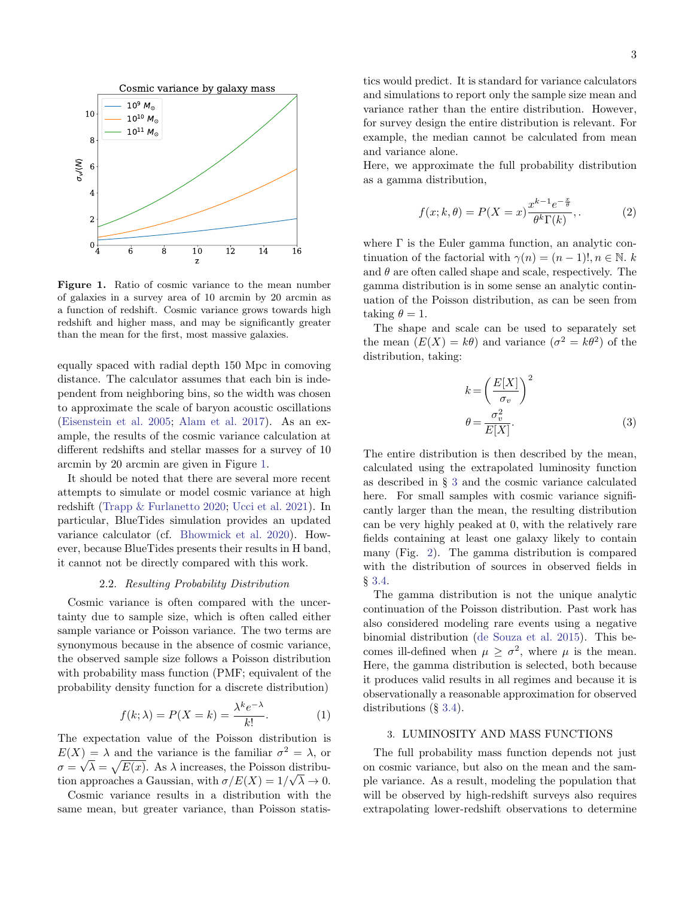**Figure 1.** Ratio of cosmic variance to the mean number of galaxies in a survey area of 10 arcmin by 20 arcmin as a function of redshift. Cosmic variance grows towards high redshift and higher mass, and may be significantly greater than the mean for the first, most massive galaxies.

equally spaced with radial depth 150 Mpc in comoving distance. The calculator assumes that each bin is independent from neighboring bins, so the width was chosen to approximate the scale of baryon acoustic oscillations (Eisenstein et al. 2005; Alam et al. 2017). As an example, the results of the cosmic variance calculation at different redshifts and stellar masses for a survey of 10 arcmin by 20 arcmin are given in Figure 1.

It should be noted that there are several more recent attempts to simulate or model cosmic variance at high redshift (Trapp & Furlanetto 2020; Ucci et al. 2021). In particular, BlueTides simulation provides an updated variance calculator (cf. Bhowmick et al. 2020). However, because BlueTides presents their results in H band, it cannot not be directly compared with this work.

### 2.2. *Resulting Probability Distribution*

Cosmic variance is often compared with the uncertainty due to sample size, which is often called either sample variance or Poisson variance. The two terms are synonymous because in the absence of cosmic variance, the observed sample size follows a Poisson distribution with probability mass function (PMF; equivalent of the probability density function for a discrete distribution)

$$f(k;\lambda) = P(X=k) = \frac{\lambda^k e^{-\lambda}}{k!}. \qquad (1)$$

The expectation value of the Poisson distribution is $E(X) = \lambda$ and the variance is the familiar $\sigma^2 = \lambda$, or $\sigma = \sqrt{\lambda} = \sqrt{E(x)}$. As $\lambda$ increases, the Poisson distribution approaches a Gaussian, with $\sigma/E(X) = 1/\sqrt{\lambda} \to 0$.

Cosmic variance results in a distribution with the same mean, but greater variance, than Poisson statistics would predict. It is standard for variance calculators and simulations to report only the sample size mean and variance rather than the entire distribution. However, for survey design the entire distribution is relevant. For example, the median cannot be calculated from mean and variance alone.

Here, we approximate the full probability distribution as a gamma distribution,

$$f(x;k,\theta) = P(X=x)\frac{x^{k-1}e^{-\frac{x}{\theta}}}{\theta^k \Gamma(k)},. \qquad (2)$$

where $\Gamma$ is the Euler gamma function, an analytic continuation of the factorial with $\gamma(n) = (n-1)!, n \in \mathbb{N}$. $k$ and $\theta$ are often called shape and scale, respectively. The gamma distribution is in some sense an analytic continuation of the Poisson distribution, as can be seen from taking $\theta = 1$.

The shape and scale can be used to separately set the mean ($E(X) = k\theta$) and variance ($\sigma^2 = k\theta^2$) of the distribution, taking:

$$k = \left(\frac{E[X]}{\sigma_v}\right)^2$$
$$\theta = \frac{\sigma_v^2}{E[X]}. \qquad (3)$$

The entire distribution is then described by the mean, calculated using the extrapolated luminosity function as described in § 3 and the cosmic variance calculated here. For small samples with cosmic variance significantly larger than the mean, the resulting distribution can be very highly peaked at 0, with the relatively rare fields containing at least one galaxy likely to contain many (Fig. 2). The gamma distribution is compared with the distribution of sources in observed fields in § 3.4.

The gamma distribution is not the unique analytic continuation of the Poisson distribution. Past work has also considered modeling rare events using a negative binomial distribution (de Souza et al. 2015). This becomes ill-defined when $\mu \geq \sigma^2$, where $\mu$ is the mean. Here, the gamma distribution is selected, both because it produces valid results in all regimes and because it is observationally a reasonable approximation for observed distributions (§ 3.4).

## 3. LUMINOSITY AND MASS FUNCTIONS

The full probability mass function depends not just on cosmic variance, but also on the mean and the sample variance. As a result, modeling the population that will be observed by high-redshift surveys also requires extrapolating lower-redshift observations to determine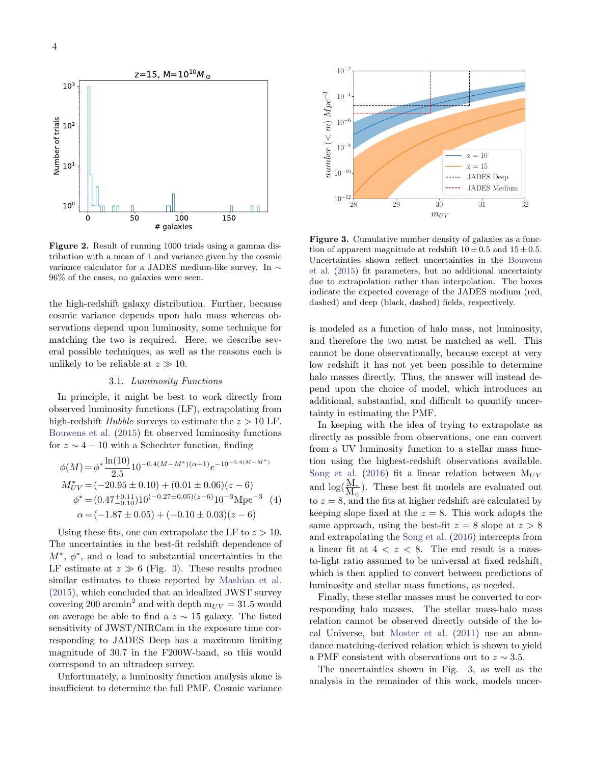**Figure 2.** Result of running 1000 trials using a gamma distribution with a mean of 1 and variance given by the cosmic variance calculator for a JADES medium-like survey. In $\sim$ 96% of the cases, no galaxies were seen.

**Figure 3.** Cumulative number density of galaxies as a function of apparent magnitude at redshift $10 \pm 0.5$ and $15 \pm 0.5$. Uncertainties shown reflect uncertainties in the Bouwens et al. (2015) fit parameters, but no additional uncertainty due to extrapolation rather than interpolation. The boxes indicate the expected coverage of the JADES medium (red, dashed) and deep (black, dashed) fields, respectively.

the high-redshift galaxy distribution. Further, because cosmic variance depends upon halo mass whereas observations depend upon luminosity, some technique for matching the two is required. Here, we describe several possible techniques, as well as the reasons each is unlikely to be reliable at $z \gg 10$.

### 3.1. *Luminosity Functions*

In principle, it might be best to work directly from observed luminosity functions (LF), extrapolating from high-redshift *Hubble* surveys to estimate the $z > 10$ LF. Bouwens et al. (2015) fit observed luminosity functions for $z \sim 4 - 10$ with a Schechter function, finding

$$
\begin{aligned}
\phi(M) &= \phi^* \frac{\ln(10)}{2.5} 10^{-0.4(M-M^*)(\alpha+1)} e^{-10^{-0.4(M-M^*)}} \\
M^*_{UV} &= (-20.95 \pm 0.10) + (0.01 \pm 0.06)(z-6) \\
\phi^* &= (0.47^{+0.11}_{-0.10}) 10^{(-0.27 \pm 0.05)(z-6)} 10^{-3} \mathrm{Mpc}^{-3} \\
\alpha &= (-1.87 \pm 0.05) + (-0.10 \pm 0.03)(z-6)
\end{aligned}
\tag{4}
$$

Using these fits, one can extrapolate the LF to $z > 10$. The uncertainties in the best-fit redshift dependence of $M^*$, $\phi^*$, and $\alpha$ lead to substantial uncertainties in the LF estimate at $z \gg 6$ (Fig. 3). These results produce similar estimates to those reported by Mashian et al. (2015), which concluded that an idealized JWST survey covering 200 arcmin$^2$ and with depth $m_{UV} = 31.5$ would on average be able to find a $z \sim 15$ galaxy. The listed sensitivity of JWST/NIRCam in the exposure time corresponding to JADES Deep has a maximum limiting magnitude of 30.7 in the F200W-band, so this would correspond to an ultradeep survey.

Unfortunately, a luminosity function analysis alone is insufficient to determine the full PMF. Cosmic variance is modeled as a function of halo mass, not luminosity, and therefore the two must be matched as well. This cannot be done observationally, because except at very low redshift it has not yet been possible to determine halo masses directly. Thus, the answer will instead depend upon the choice of model, which introduces an additional, substantial, and difficult to quantify uncertainty in estimating the PMF.

In keeping with the idea of trying to extrapolate as directly as possible from observations, one can convert from a UV luminosity function to a stellar mass function using the highest-redshift observations available. Song et al. (2016) fit a linear relation between $M_{UV}$ and $\log(\frac{M_*}{M_\odot})$. These best fit models are evaluated out to $z = 8$, and the fits at higher redshift are calculated by keeping slope fixed at the $z = 8$. This work adopts the same approach, using the best-fit $z = 8$ slope at $z > 8$ and extrapolating the Song et al. (2016) intercepts from a linear fit at $4 < z < 8$. The end result is a mass-to-light ratio assumed to be universal at fixed redshift, which is then applied to convert between predictions of luminosity and stellar mass functions, as needed.

Finally, these stellar masses must be converted to corresponding halo masses. The stellar mass-halo mass relation cannot be observed directly outside of the local Universe, but Moster et al. (2011) use an abundance matching-derived relation which is shown to yield a PMF consistent with observations out to $z \sim 3.5$.

The uncertainties shown in Fig. 3, as well as the analysis in the remainder of this work, models uncer-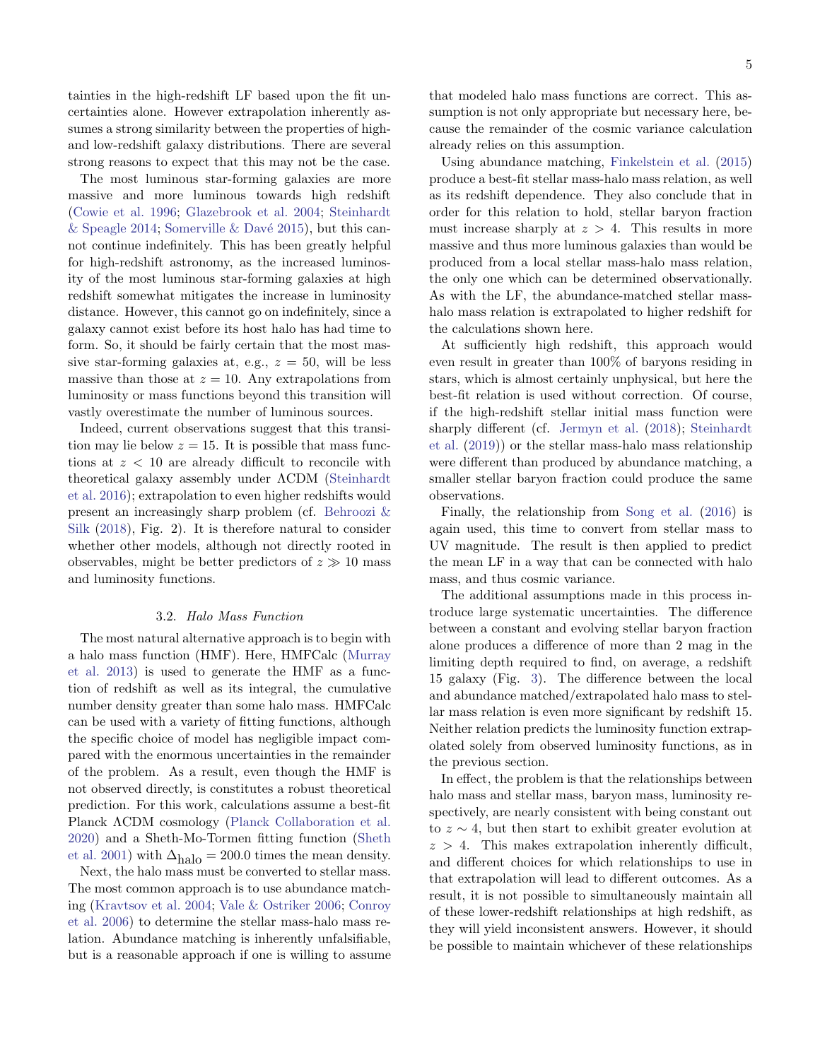tainties in the high-redshift LF based upon the fit uncertainties alone. However extrapolation inherently assumes a strong similarity between the properties of high- and low-redshift galaxy distributions. There are several strong reasons to expect that this may not be the case.

The most luminous star-forming galaxies are more massive and more luminous towards high redshift (Cowie et al. 1996; Glazebrook et al. 2004; Steinhardt & Speagle 2014; Somerville & Davé 2015), but this cannot continue indefinitely. This has been greatly helpful for high-redshift astronomy, as the increased luminosity of the most luminous star-forming galaxies at high redshift somewhat mitigates the increase in luminosity distance. However, this cannot go on indefinitely, since a galaxy cannot exist before its host halo has had time to form. So, it should be fairly certain that the most massive star-forming galaxies at, e.g., $z = 50$, will be less massive than those at $z = 10$. Any extrapolations from luminosity or mass functions beyond this transition will vastly overestimate the number of luminous sources.

Indeed, current observations suggest that this transition may lie below $z = 15$. It is possible that mass functions at $z < 10$ are already difficult to reconcile with theoretical galaxy assembly under ΛCDM (Steinhardt et al. 2016); extrapolation to even higher redshifts would present an increasingly sharp problem (cf. Behroozi & Silk (2018), Fig. 2). It is therefore natural to consider whether other models, although not directly rooted in observables, might be better predictors of $z \gg 10$ mass and luminosity functions.

### 3.2. *Halo Mass Function*

The most natural alternative approach is to begin with a halo mass function (HMF). Here, HMFCalc (Murray et al. 2013) is used to generate the HMF as a function of redshift as well as its integral, the cumulative number density greater than some halo mass. HMFCalc can be used with a variety of fitting functions, although the specific choice of model has negligible impact compared with the enormous uncertainties in the remainder of the problem. As a result, even though the HMF is not observed directly, is constitutes a robust theoretical prediction. For this work, calculations assume a best-fit Planck ΛCDM cosmology (Planck Collaboration et al. 2020) and a Sheth-Mo-Tormen fitting function (Sheth et al. 2001) with $\Delta_{\rm halo} = 200.0$ times the mean density.

Next, the halo mass must be converted to stellar mass. The most common approach is to use abundance matching (Kravtsov et al. 2004; Vale & Ostriker 2006; Conroy et al. 2006) to determine the stellar mass-halo mass relation. Abundance matching is inherently unfalsifiable, but is a reasonable approach if one is willing to assume that modeled halo mass functions are correct. This assumption is not only appropriate but necessary here, because the remainder of the cosmic variance calculation already relies on this assumption.

Using abundance matching, Finkelstein et al. (2015) produce a best-fit stellar mass-halo mass relation, as well as its redshift dependence. They also conclude that in order for this relation to hold, stellar baryon fraction must increase sharply at $z > 4$. This results in more massive and thus more luminous galaxies than would be produced from a local stellar mass-halo mass relation, the only one which can be determined observationally. As with the LF, the abundance-matched stellar mass-halo mass relation is extrapolated to higher redshift for the calculations shown here.

At sufficiently high redshift, this approach would even result in greater than 100% of baryons residing in stars, which is almost certainly unphysical, but here the best-fit relation is used without correction. Of course, if the high-redshift stellar initial mass function were sharply different (cf. Jermyn et al. (2018); Steinhardt et al. (2019)) or the stellar mass-halo mass relationship were different than produced by abundance matching, a smaller stellar baryon fraction could produce the same observations.

Finally, the relationship from Song et al. (2016) is again used, this time to convert from stellar mass to UV magnitude. The result is then applied to predict the mean LF in a way that can be connected with halo mass, and thus cosmic variance.

The additional assumptions made in this process introduce large systematic uncertainties. The difference between a constant and evolving stellar baryon fraction alone produces a difference of more than 2 mag in the limiting depth required to find, on average, a redshift 15 galaxy (Fig. 3). The difference between the local and abundance matched/extrapolated halo mass to stellar mass relation is even more significant by redshift 15. Neither relation predicts the luminosity function extrapolated solely from observed luminosity functions, as in the previous section.

In effect, the problem is that the relationships between halo mass and stellar mass, baryon mass, luminosity respectively, are nearly consistent with being constant out to $z \sim 4$, but then start to exhibit greater evolution at $z > 4$. This makes extrapolation inherently difficult, and different choices for which relationships to use in that extrapolation will lead to different outcomes. As a result, it is not possible to simultaneously maintain all of these lower-redshift relationships at high redshift, as they will yield inconsistent answers. However, it should be possible to maintain whichever of these relationships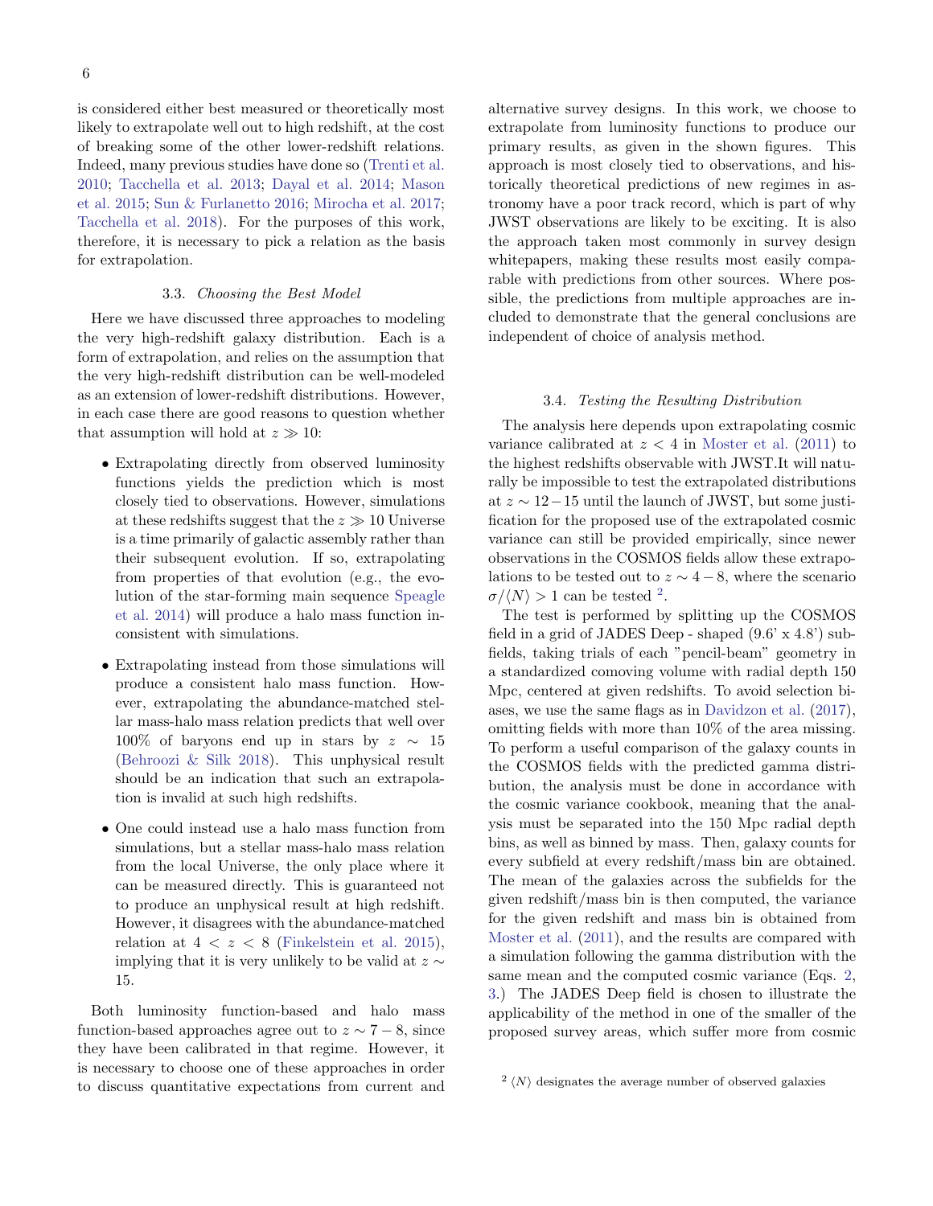is considered either best measured or theoretically most likely to extrapolate well out to high redshift, at the cost of breaking some of the other lower-redshift relations. Indeed, many previous studies have done so (Trenti et al. 2010; Tacchella et al. 2013; Dayal et al. 2014; Mason et al. 2015; Sun & Furlanetto 2016; Mirocha et al. 2017; Tacchella et al. 2018). For the purposes of this work, therefore, it is necessary to pick a relation as the basis for extrapolation.

### 3.3. *Choosing the Best Model*

Here we have discussed three approaches to modeling the very high-redshift galaxy distribution. Each is a form of extrapolation, and relies on the assumption that the very high-redshift distribution can be well-modeled as an extension of lower-redshift distributions. However, in each case there are good reasons to question whether that assumption will hold at $z \gg 10$:

- Extrapolating directly from observed luminosity functions yields the prediction which is most closely tied to observations. However, simulations at these redshifts suggest that the $z \gg 10$ Universe is a time primarily of galactic assembly rather than their subsequent evolution. If so, extrapolating from properties of that evolution (e.g., the evolution of the star-forming main sequence Speagle et al. 2014) will produce a halo mass function inconsistent with simulations.

- Extrapolating instead from those simulations will produce a consistent halo mass function. However, extrapolating the abundance-matched stellar mass-halo mass relation predicts that well over 100% of baryons end up in stars by $z \sim 15$ (Behroozi & Silk 2018). This unphysical result should be an indication that such an extrapolation is invalid at such high redshifts.

- One could instead use a halo mass function from simulations, but a stellar mass-halo mass relation from the local Universe, the only place where it can be measured directly. This is guaranteed not to produce an unphysical result at high redshift. However, it disagrees with the abundance-matched relation at $4 < z < 8$ (Finkelstein et al. 2015), implying that it is very unlikely to be valid at $z \sim 15$.

Both luminosity function-based and halo mass function-based approaches agree out to $z \sim 7-8$, since they have been calibrated in that regime. However, it is necessary to choose one of these approaches in order to discuss quantitative expectations from current and alternative survey designs. In this work, we choose to extrapolate from luminosity functions to produce our primary results, as given in the shown figures. This approach is most closely tied to observations, and historically theoretical predictions of new regimes in astronomy have a poor track record, which is part of why JWST observations are likely to be exciting. It is also the approach taken most commonly in survey design whitepapers, making these results most easily comparable with predictions from other sources. Where possible, the predictions from multiple approaches are included to demonstrate that the general conclusions are independent of choice of analysis method.

### 3.4. *Testing the Resulting Distribution*

The analysis here depends upon extrapolating cosmic variance calibrated at $z < 4$ in Moster et al. (2011) to the highest redshifts observable with JWST.It will naturally be impossible to test the extrapolated distributions at $z \sim 12-15$ until the launch of JWST, but some justification for the proposed use of the extrapolated cosmic variance can still be provided empirically, since newer observations in the COSMOS fields allow these extrapolations to be tested out to $z \sim 4-8$, where the scenario $\sigma/\langle N\rangle > 1$ can be tested [2].

The test is performed by splitting up the COSMOS field in a grid of JADES Deep - shaped (9.6' x 4.8') subfields, taking trials of each "pencil-beam" geometry in a standardized comoving volume with radial depth 150 Mpc, centered at given redshifts. To avoid selection biases, we use the same flags as in Davidzon et al. (2017), omitting fields with more than 10% of the area missing. To perform a useful comparison of the galaxy counts in the COSMOS fields with the predicted gamma distribution, the analysis must be done in accordance with the cosmic variance cookbook, meaning that the analysis must be separated into the 150 Mpc radial depth bins, as well as binned by mass. Then, galaxy counts for every subfield at every redshift/mass bin are obtained. The mean of the galaxies across the subfields for the given redshift/mass bin is then computed, the variance for the given redshift and mass bin is obtained from Moster et al. (2011), and the results are compared with a simulation following the gamma distribution with the same mean and the computed cosmic variance (Eqs. 2, 3.) The JADES Deep field is chosen to illustrate the applicability of the method in one of the smaller of the proposed survey areas, which suffer more from cosmic

[2] $\langle N\rangle$ designates the average number of observed galaxies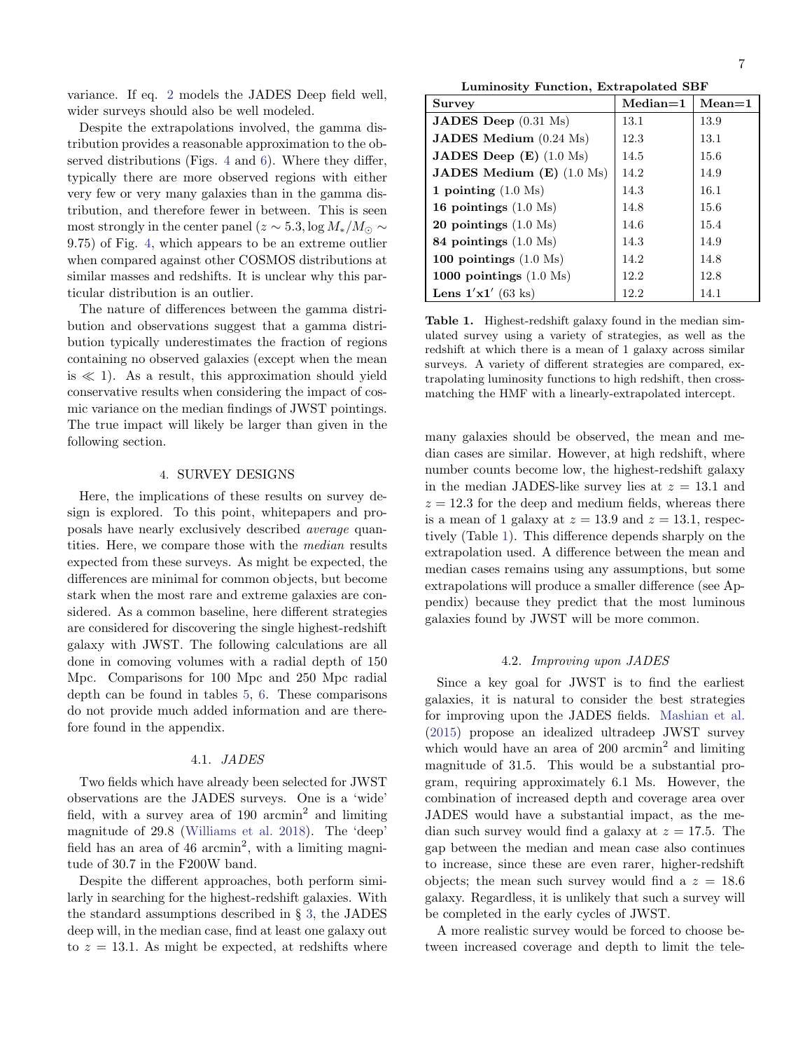variance. If eq. 2 models the JADES Deep field well, wider surveys should also be well modeled.

Despite the extrapolations involved, the gamma distribution provides a reasonable approximation to the observed distributions (Figs. 4 and 6). Where they differ, typically there are more observed regions with either very few or very many galaxies than in the gamma distribution, and therefore fewer in between. This is seen most strongly in the center panel ($z \sim 5.3, \log M_*/M_\odot \sim 9.75$) of Fig. 4, which appears to be an extreme outlier when compared against other COSMOS distributions at similar masses and redshifts. It is unclear why this particular distribution is an outlier.

The nature of differences between the gamma distribution and observations suggest that a gamma distribution typically underestimates the fraction of regions containing no observed galaxies (except when the mean is $\ll 1$). As a result, this approximation should yield conservative results when considering the impact of cosmic variance on the median findings of JWST pointings. The true impact will likely be larger than given in the following section.

## 4. SURVEY DESIGNS

Here, the implications of these results on survey design is explored. To this point, whitepapers and proposals have nearly exclusively described *average* quantities. Here, we compare those with the *median* results expected from these surveys. As might be expected, the differences are minimal for common objects, but become stark when the most rare and extreme galaxies are considered. As a common baseline, here different strategies are considered for discovering the single highest-redshift galaxy with JWST. The following calculations are all done in comoving volumes with a radial depth of 150 Mpc. Comparisons for 100 Mpc and 250 Mpc radial depth can be found in tables 5, 6. These comparisons do not provide much added information and are therefore found in the appendix.

### 4.1. *JADES*

Two fields which have already been selected for JWST observations are the JADES surveys. One is a 'wide' field, with a survey area of 190 arcmin$^2$ and limiting magnitude of 29.8 (Williams et al. 2018). The 'deep' field has an area of 46 arcmin$^2$, with a limiting magnitude of 30.7 in the F200W band.

Despite the different approaches, both perform similarly in searching for the highest-redshift galaxies. With the standard assumptions described in § 3, the JADES deep will, in the median case, find at least one galaxy out to $z = 13.1$. As might be expected, at redshifts where many galaxies should be observed, the mean and median cases are similar. However, at high redshift, where number counts become low, the highest-redshift galaxy in the median JADES-like survey lies at $z = 13.1$ and $z = 12.3$ for the deep and medium fields, whereas there is a mean of 1 galaxy at $z = 13.9$ and $z = 13.1$, respectively (Table 1). This difference depends sharply on the extrapolation used. A difference between the mean and median cases remains using any assumptions, but some extrapolations will produce a smaller difference (see Appendix) because they predict that the most luminous galaxies found by JWST will be more common.

**Luminosity Function, Extrapolated SBF**

| Survey | Median=1 | Mean=1 |
|---|---|---|
| **JADES Deep** (0.31 Ms) | 13.1 | 13.9 |
| **JADES Medium** (0.24 Ms) | 12.3 | 13.1 |
| **JADES Deep (E)** (1.0 Ms) | 14.5 | 15.6 |
| **JADES Medium (E)** (1.0 Ms) | 14.2 | 14.9 |
| **1 pointing** (1.0 Ms) | 14.3 | 16.1 |
| **16 pointings** (1.0 Ms) | 14.8 | 15.6 |
| **20 pointings** (1.0 Ms) | 14.6 | 15.4 |
| **84 pointings** (1.0 Ms) | 14.3 | 14.9 |
| **100 pointings** (1.0 Ms) | 14.2 | 14.8 |
| **1000 pointings** (1.0 Ms) | 12.2 | 12.8 |
| **Lens 1′x1′** (63 ks) | 12.2 | 14.1 |

**Table 1.** Highest-redshift galaxy found in the median simulated survey using a variety of strategies, as well as the redshift at which there is a mean of 1 galaxy across similar surveys. A variety of different strategies are compared, extrapolating luminosity functions to high redshift, then cross-matching the HMF with a linearly-extrapolated intercept.

### 4.2. *Improving upon JADES*

Since a key goal for JWST is to find the earliest galaxies, it is natural to consider the best strategies for improving upon the JADES fields. Mashian et al. (2015) propose an idealized ultradeep JWST survey which would have an area of 200 arcmin$^2$ and limiting magnitude of 31.5. This would be a substantial program, requiring approximately 6.1 Ms. However, the combination of increased depth and coverage area over JADES would have a substantial impact, as the median such survey would find a galaxy at $z = 17.5$. The gap between the median and mean case also continues to increase, since these are even rarer, higher-redshift objects; the mean such survey would find a $z = 18.6$ galaxy. Regardless, it is unlikely that such a survey will be completed in the early cycles of JWST.

A more realistic survey would be forced to choose between increased coverage and depth to limit the tele-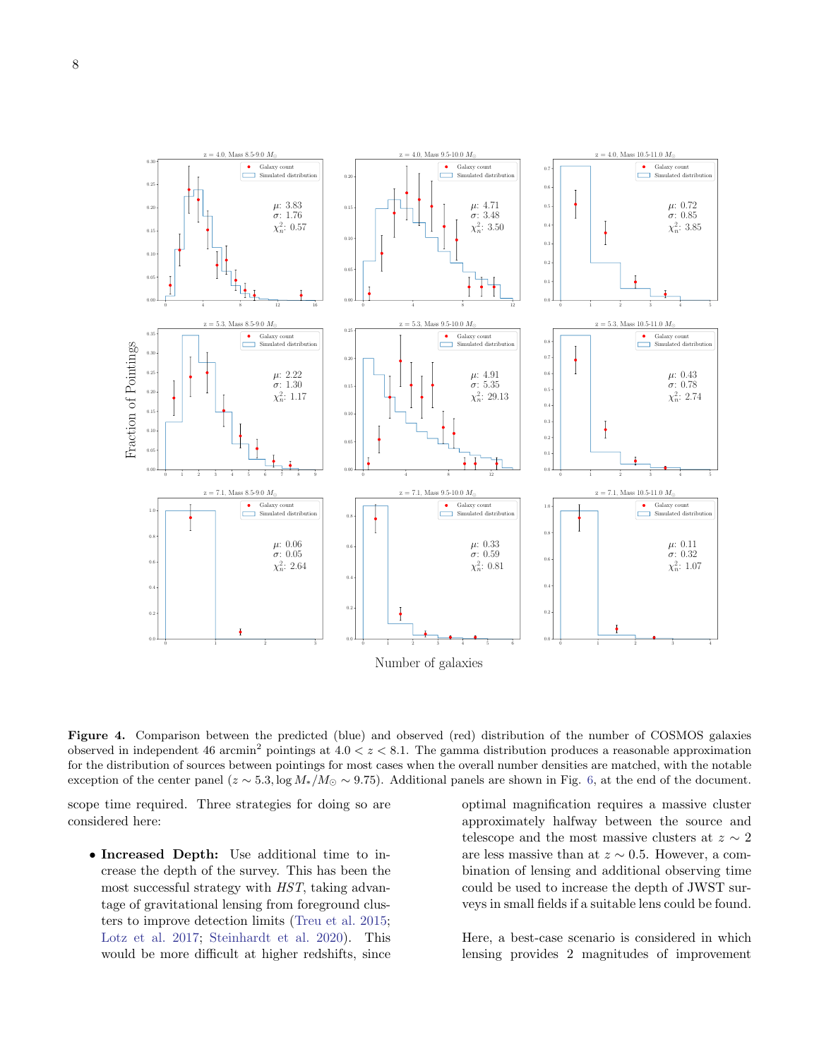**Figure 4.** Comparison between the predicted (blue) and observed (red) distribution of the number of COSMOS galaxies observed in independent 46 arcmin$^2$ pointings at $4.0 < z < 8.1$. The gamma distribution produces a reasonable approximation for the distribution of sources between pointings for most cases when the overall number densities are matched, with the notable exception of the center panel ($z \sim 5.3, \log M_*/M_\odot \sim 9.75$). Additional panels are shown in Fig. 6, at the end of the document.

scope time required. Three strategies for doing so are considered here:

- **Increased Depth:** Use additional time to increase the depth of the survey. This has been the most successful strategy with *HST*, taking advantage of gravitational lensing from foreground clusters to improve detection limits (Treu et al. 2015; Lotz et al. 2017; Steinhardt et al. 2020). This would be more difficult at higher redshifts, since optimal magnification requires a massive cluster approximately halfway between the source and telescope and the most massive clusters at $z \sim 2$ are less massive than at $z \sim 0.5$. However, a combination of lensing and additional observing time could be used to increase the depth of JWST surveys in small fields if a suitable lens could be found.

Here, a best-case scenario is considered in which lensing provides 2 magnitudes of improvement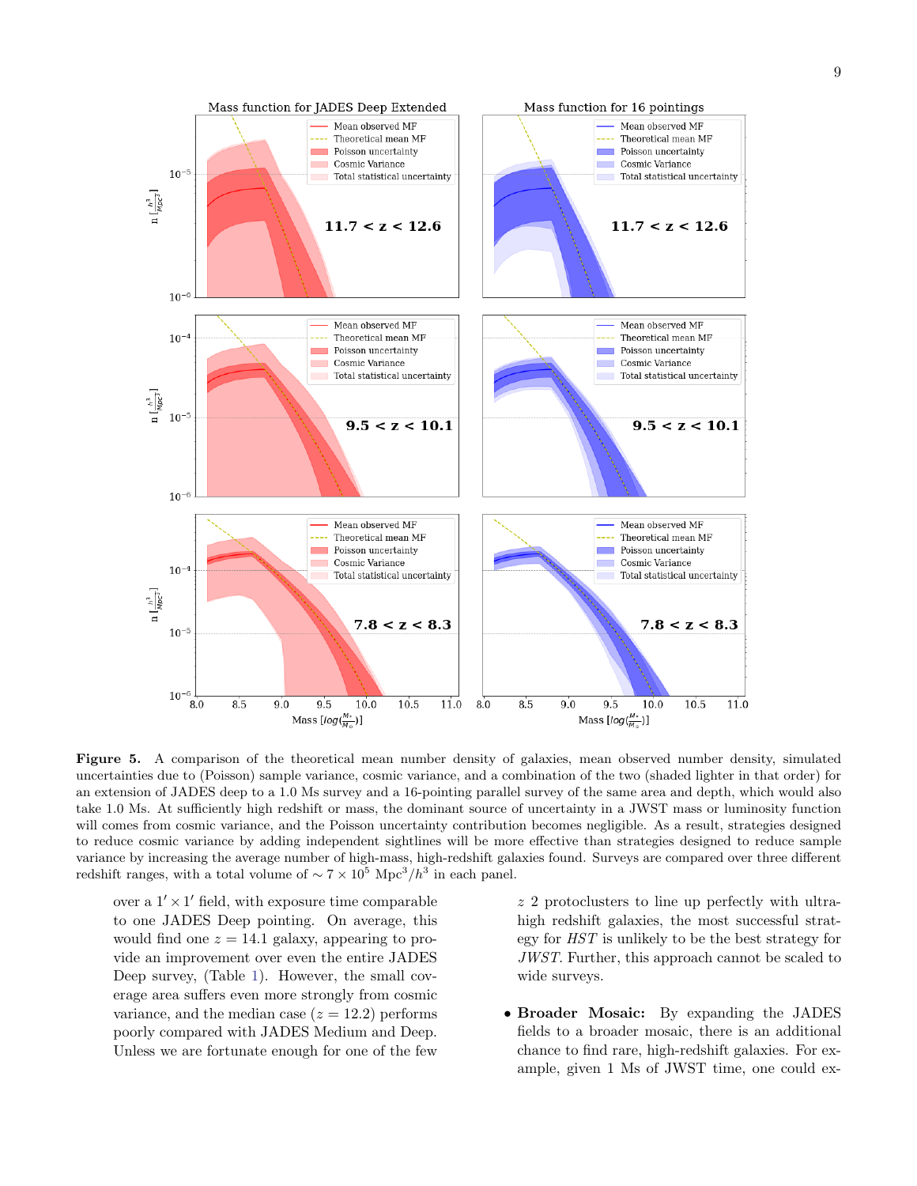**Figure 5.** A comparison of the theoretical mean number density of galaxies, mean observed number density, simulated uncertainties due to (Poisson) sample variance, cosmic variance, and a combination of the two (shaded lighter in that order) for an extension of JADES deep to a 1.0 Ms survey and a 16-pointing parallel survey of the same area and depth, which would also take 1.0 Ms. At sufficiently high redshift or mass, the dominant source of uncertainty in a JWST mass or luminosity function will comes from cosmic variance, and the Poisson uncertainty contribution becomes negligible. As a result, strategies designed to reduce cosmic variance by adding independent sightlines will be more effective than strategies designed to reduce sample variance by increasing the average number of high-mass, high-redshift galaxies found. Surveys are compared over three different redshift ranges, with a total volume of $\sim 7 \times 10^5$ Mpc$^3/h^3$ in each panel.

over a $1' \times 1'$ field, with exposure time comparable to one JADES Deep pointing. On average, this would find one $z = 14.1$ galaxy, appearing to provide an improvement over even the entire JADES Deep survey, (Table 1). However, the small coverage area suffers even more strongly from cosmic variance, and the median case ($z = 12.2$) performs poorly compared with JADES Medium and Deep. Unless we are fortunate enough for one of the few $z$ 2 protoclusters to line up perfectly with ultra-high redshift galaxies, the most successful strategy for *HST* is unlikely to be the best strategy for *JWST*. Further, this approach cannot be scaled to wide surveys.

- **Broader Mosaic:** By expanding the JADES fields to a broader mosaic, there is an additional chance to find rare, high-redshift galaxies. For example, given 1 Ms of JWST time, one could ex-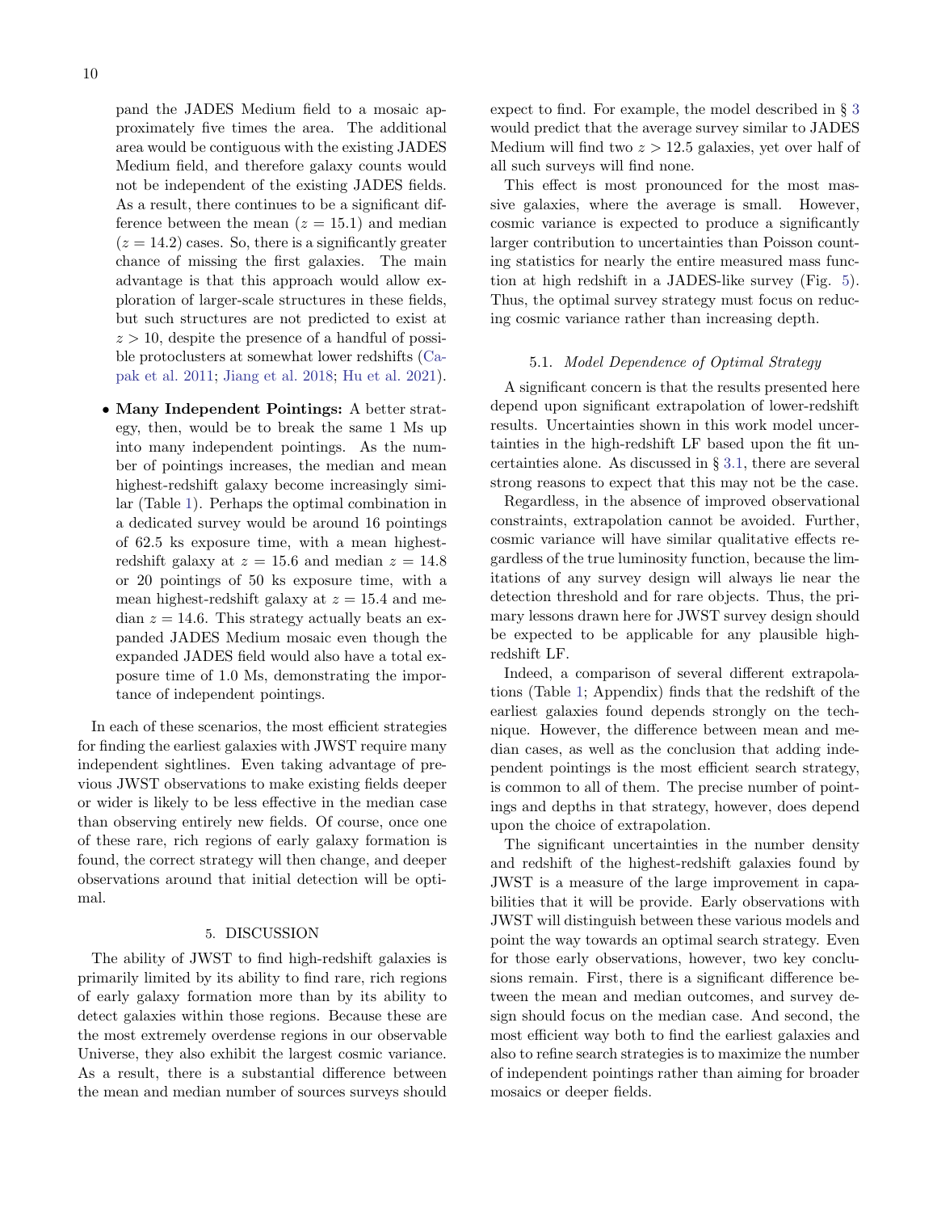pand the JADES Medium field to a mosaic approximately five times the area. The additional area would be contiguous with the existing JADES Medium field, and therefore galaxy counts would not be independent of the existing JADES fields. As a result, there continues to be a significant difference between the mean ($z = 15.1$) and median ($z = 14.2$) cases. So, there is a significantly greater chance of missing the first galaxies. The main advantage is that this approach would allow exploration of larger-scale structures in these fields, but such structures are not predicted to exist at $z > 10$, despite the presence of a handful of possible protoclusters at somewhat lower redshifts (Capak et al. 2011; Jiang et al. 2018; Hu et al. 2021).

- **Many Independent Pointings:** A better strategy, then, would be to break the same 1 Ms up into many independent pointings. As the number of pointings increases, the median and mean highest-redshift galaxy become increasingly similar (Table 1). Perhaps the optimal combination in a dedicated survey would be around 16 pointings of 62.5 ks exposure time, with a mean highest-redshift galaxy at $z = 15.6$ and median $z = 14.8$ or 20 pointings of 50 ks exposure time, with a mean highest-redshift galaxy at $z = 15.4$ and median $z = 14.6$. This strategy actually beats an expanded JADES Medium mosaic even though the expanded JADES field would also have a total exposure time of 1.0 Ms, demonstrating the importance of independent pointings.

In each of these scenarios, the most efficient strategies for finding the earliest galaxies with JWST require many independent sightlines. Even taking advantage of previous JWST observations to make existing fields deeper or wider is likely to be less effective in the median case than observing entirely new fields. Of course, once one of these rare, rich regions of early galaxy formation is found, the correct strategy will then change, and deeper observations around that initial detection will be optimal.

## 5. DISCUSSION

The ability of JWST to find high-redshift galaxies is primarily limited by its ability to find rare, rich regions of early galaxy formation more than by its ability to detect galaxies within those regions. Because these are the most extremely overdense regions in our observable Universe, they also exhibit the largest cosmic variance. As a result, there is a substantial difference between the mean and median number of sources surveys should expect to find. For example, the model described in § 3 would predict that the average survey similar to JADES Medium will find two $z > 12.5$ galaxies, yet over half of all such surveys will find none.

This effect is most pronounced for the most massive galaxies, where the average is small. However, cosmic variance is expected to produce a significantly larger contribution to uncertainties than Poisson counting statistics for nearly the entire measured mass function at high redshift in a JADES-like survey (Fig. 5). Thus, the optimal survey strategy must focus on reducing cosmic variance rather than increasing depth.

### 5.1. *Model Dependence of Optimal Strategy*

A significant concern is that the results presented here depend upon significant extrapolation of lower-redshift results. Uncertainties shown in this work model uncertainties in the high-redshift LF based upon the fit uncertainties alone. As discussed in § 3.1, there are several strong reasons to expect that this may not be the case.

Regardless, in the absence of improved observational constraints, extrapolation cannot be avoided. Further, cosmic variance will have similar qualitative effects regardless of the true luminosity function, because the limitations of any survey design will always lie near the detection threshold and for rare objects. Thus, the primary lessons drawn here for JWST survey design should be expected to be applicable for any plausible high-redshift LF.

Indeed, a comparison of several different extrapolations (Table 1; Appendix) finds that the redshift of the earliest galaxies found depends strongly on the technique. However, the difference between mean and median cases, as well as the conclusion that adding independent pointings is the most efficient search strategy, is common to all of them. The precise number of pointings and depths in that strategy, however, does depend upon the choice of extrapolation.

The significant uncertainties in the number density and redshift of the highest-redshift galaxies found by JWST is a measure of the large improvement in capabilities that it will be provide. Early observations with JWST will distinguish between these various models and point the way towards an optimal search strategy. Even for those early observations, however, two key conclusions remain. First, there is a significant difference between the mean and median outcomes, and survey design should focus on the median case. And second, the most efficient way both to find the earliest galaxies and also to refine search strategies is to maximize the number of independent pointings rather than aiming for broader mosaics or deeper fields.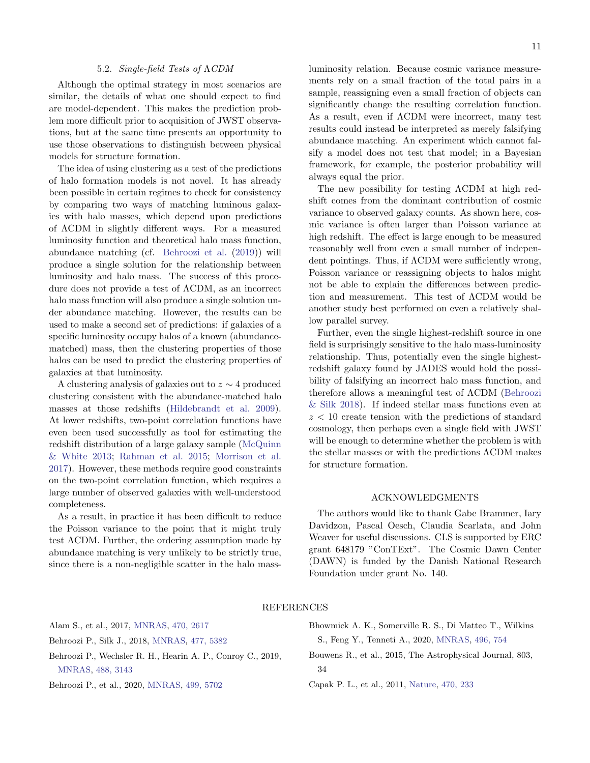### 5.2. *Single-field Tests of ΛCDM*

Although the optimal strategy in most scenarios are similar, the details of what one should expect to find are model-dependent. This makes the prediction problem more difficult prior to acquisition of JWST observations, but at the same time presents an opportunity to use those observations to distinguish between physical models for structure formation.

The idea of using clustering as a test of the predictions of halo formation models is not novel. It has already been possible in certain regimes to check for consistency by comparing two ways of matching luminous galaxies with halo masses, which depend upon predictions of ΛCDM in slightly different ways. For a measured luminosity function and theoretical halo mass function, abundance matching (cf. Behroozi et al. (2019)) will produce a single solution for the relationship between luminosity and halo mass. The success of this procedure does not provide a test of ΛCDM, as an incorrect halo mass function will also produce a single solution under abundance matching. However, the results can be used to make a second set of predictions: if galaxies of a specific luminosity occupy halos of a known (abundance-matched) mass, then the clustering properties of those halos can be used to predict the clustering properties of galaxies at that luminosity.

A clustering analysis of galaxies out to $z \sim 4$ produced clustering consistent with the abundance-matched halo masses at those redshifts (Hildebrandt et al. 2009). At lower redshifts, two-point correlation functions have even been used successfully as tool for estimating the redshift distribution of a large galaxy sample (McQuinn & White 2013; Rahman et al. 2015; Morrison et al. 2017). However, these methods require good constraints on the two-point correlation function, which requires a large number of observed galaxies with well-understood completeness.

As a result, in practice it has been difficult to reduce the Poisson variance to the point that it might truly test ΛCDM. Further, the ordering assumption made by abundance matching is very unlikely to be strictly true, since there is a non-negligible scatter in the halo mass-luminosity relation. Because cosmic variance measurements rely on a small fraction of the total pairs in a sample, reassigning even a small fraction of objects can significantly change the resulting correlation function. As a result, even if ΛCDM were incorrect, many test results could instead be interpreted as merely falsifying abundance matching. An experiment which cannot falsify a model does not test that model; in a Bayesian framework, for example, the posterior probability will always equal the prior.

The new possibility for testing ΛCDM at high redshift comes from the dominant contribution of cosmic variance to observed galaxy counts. As shown here, cosmic variance is often larger than Poisson variance at high redshift. The effect is large enough to be measured reasonably well from even a small number of independent pointings. Thus, if ΛCDM were sufficiently wrong, Poisson variance or reassigning objects to halos might not be able to explain the differences between prediction and measurement. This test of ΛCDM would be another study best performed on even a relatively shallow parallel survey.

Further, even the single highest-redshift source in one field is surprisingly sensitive to the halo mass-luminosity relationship. Thus, potentially even the single highest-redshift galaxy found by JADES would hold the possibility of falsifying an incorrect halo mass function, and therefore allows a meaningful test of ΛCDM (Behroozi & Silk 2018). If indeed stellar mass functions even at $z < 10$ create tension with the predictions of standard cosmology, then perhaps even a single field with JWST will be enough to determine whether the problem is with the stellar masses or with the predictions ΛCDM makes for structure formation.

## ACKNOWLEDGMENTS

The authors would like to thank Gabe Brammer, Iary Davidzon, Pascal Oesch, Claudia Scarlata, and John Weaver for useful discussions. CLS is supported by ERC grant 648179 "ConTExt". The Cosmic Dawn Center (DAWN) is funded by the Danish National Research Foundation under grant No. 140.

## REFERENCES

Alam S., et al., 2017, MNRAS, 470, 2617

Behroozi P., Silk J., 2018, MNRAS, 477, 5382

Behroozi P., Wechsler R. H., Hearin A. P., Conroy C., 2019, MNRAS, 488, 3143

Behroozi P., et al., 2020, MNRAS, 499, 5702

Bhowmick A. K., Somerville R. S., Di Matteo T., Wilkins S., Feng Y., Tenneti A., 2020, MNRAS, 496, 754

Bouwens R., et al., 2015, The Astrophysical Journal, 803, 34

Capak P. L., et al., 2011, Nature, 470, 233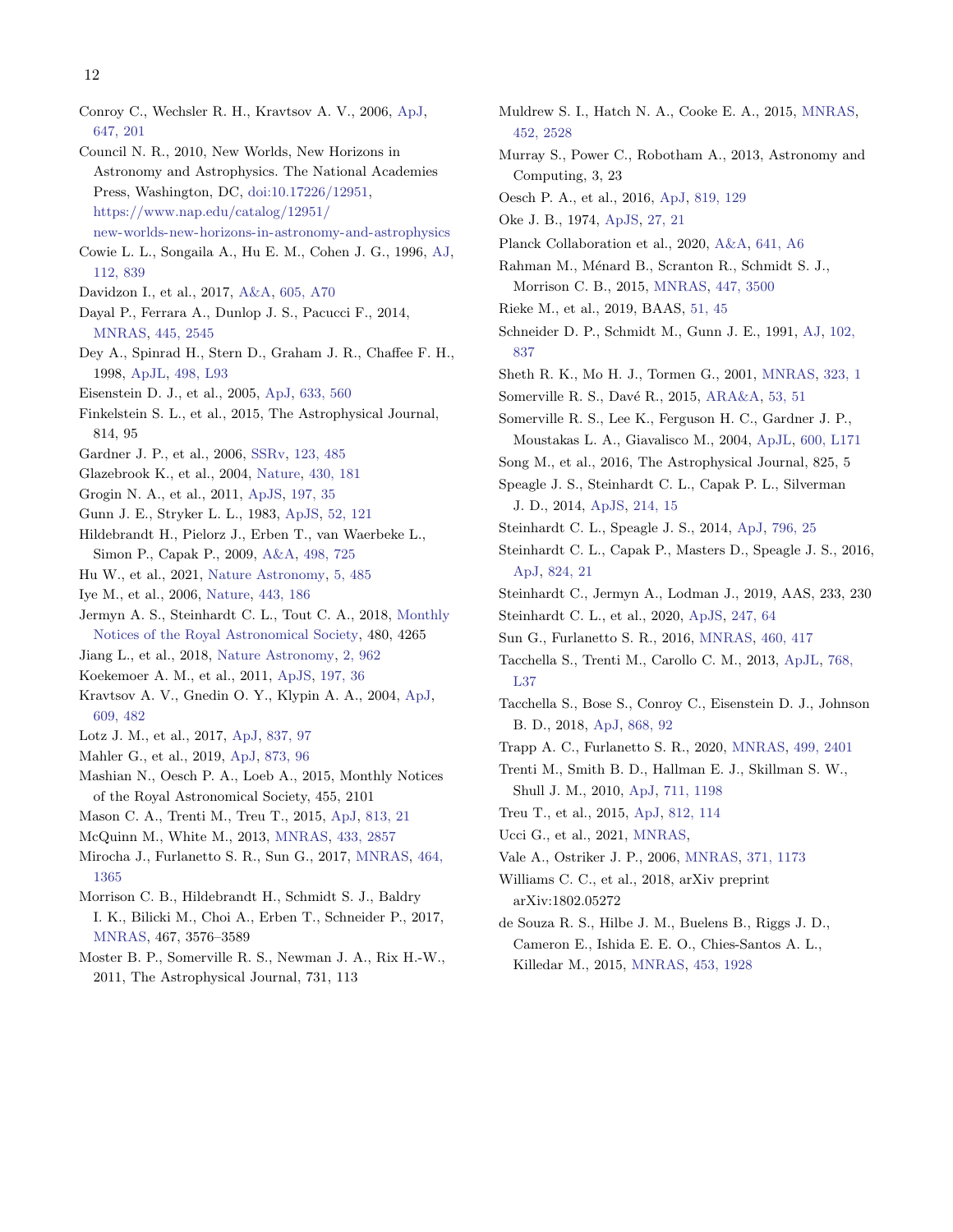Conroy C., Wechsler R. H., Kravtsov A. V., 2006, ApJ, 647, 201

Council N. R., 2010, New Worlds, New Horizons in Astronomy and Astrophysics. The National Academies Press, Washington, DC, doi:10.17226/12951, https://www.nap.edu/catalog/12951/new-worlds-new-horizons-in-astronomy-and-astrophysics

Cowie L. L., Songaila A., Hu E. M., Cohen J. G., 1996, AJ, 112, 839

Davidzon I., et al., 2017, A&A, 605, A70

Dayal P., Ferrara A., Dunlop J. S., Pacucci F., 2014, MNRAS, 445, 2545

Dey A., Spinrad H., Stern D., Graham J. R., Chaffee F. H., 1998, ApJL, 498, L93

Eisenstein D. J., et al., 2005, ApJ, 633, 560

Finkelstein S. L., et al., 2015, The Astrophysical Journal, 814, 95

Gardner J. P., et al., 2006, SSRv, 123, 485

Glazebrook K., et al., 2004, Nature, 430, 181

Grogin N. A., et al., 2011, ApJS, 197, 35

Gunn J. E., Stryker L. L., 1983, ApJS, 52, 121

Hildebrandt H., Pielorz J., Erben T., van Waerbeke L., Simon P., Capak P., 2009, A&A, 498, 725

Hu W., et al., 2021, Nature Astronomy, 5, 485

Iye M., et al., 2006, Nature, 443, 186

Jermyn A. S., Steinhardt C. L., Tout C. A., 2018, Monthly Notices of the Royal Astronomical Society, 480, 4265

Jiang L., et al., 2018, Nature Astronomy, 2, 962

Koekemoer A. M., et al., 2011, ApJS, 197, 36

Kravtsov A. V., Gnedin O. Y., Klypin A. A., 2004, ApJ, 609, 482

Lotz J. M., et al., 2017, ApJ, 837, 97

Mahler G., et al., 2019, ApJ, 873, 96

Mashian N., Oesch P. A., Loeb A., 2015, Monthly Notices of the Royal Astronomical Society, 455, 2101

Mason C. A., Trenti M., Treu T., 2015, ApJ, 813, 21

McQuinn M., White M., 2013, MNRAS, 433, 2857

Mirocha J., Furlanetto S. R., Sun G., 2017, MNRAS, 464, 1365

Morrison C. B., Hildebrandt H., Schmidt S. J., Baldry I. K., Bilicki M., Choi A., Erben T., Schneider P., 2017, MNRAS, 467, 3576–3589

Moster B. P., Somerville R. S., Newman J. A., Rix H.-W., 2011, The Astrophysical Journal, 731, 113

Muldrew S. I., Hatch N. A., Cooke E. A., 2015, MNRAS, 452, 2528

Murray S., Power C., Robotham A., 2013, Astronomy and Computing, 3, 23

Oesch P. A., et al., 2016, ApJ, 819, 129

Oke J. B., 1974, ApJS, 27, 21

Planck Collaboration et al., 2020, A&A, 641, A6

Rahman M., Ménard B., Scranton R., Schmidt S. J., Morrison C. B., 2015, MNRAS, 447, 3500

Rieke M., et al., 2019, BAAS, 51, 45

Schneider D. P., Schmidt M., Gunn J. E., 1991, AJ, 102, 837

Sheth R. K., Mo H. J., Tormen G., 2001, MNRAS, 323, 1

Somerville R. S., Davé R., 2015, ARA&A, 53, 51

Somerville R. S., Lee K., Ferguson H. C., Gardner J. P., Moustakas L. A., Giavalisco M., 2004, ApJL, 600, L171

Song M., et al., 2016, The Astrophysical Journal, 825, 5

Speagle J. S., Steinhardt C. L., Capak P. L., Silverman J. D., 2014, ApJS, 214, 15

Steinhardt C. L., Speagle J. S., 2014, ApJ, 796, 25

Steinhardt C. L., Capak P., Masters D., Speagle J. S., 2016, ApJ, 824, 21

Steinhardt C., Jermyn A., Lodman J., 2019, AAS, 233, 230

Steinhardt C. L., et al., 2020, ApJS, 247, 64

Sun G., Furlanetto S. R., 2016, MNRAS, 460, 417

Tacchella S., Trenti M., Carollo C. M., 2013, ApJL, 768, L37

Tacchella S., Bose S., Conroy C., Eisenstein D. J., Johnson B. D., 2018, ApJ, 868, 92

Trapp A. C., Furlanetto S. R., 2020, MNRAS, 499, 2401

Trenti M., Smith B. D., Hallman E. J., Skillman S. W., Shull J. M., 2010, ApJ, 711, 1198

Treu T., et al., 2015, ApJ, 812, 114

Ucci G., et al., 2021, MNRAS,

Vale A., Ostriker J. P., 2006, MNRAS, 371, 1173

Williams C. C., et al., 2018, arXiv preprint arXiv:1802.05272

de Souza R. S., Hilbe J. M., Buelens B., Riggs J. D., Cameron E., Ishida E. E. O., Chies-Santos A. L., Killedar M., 2015, MNRAS, 453, 1928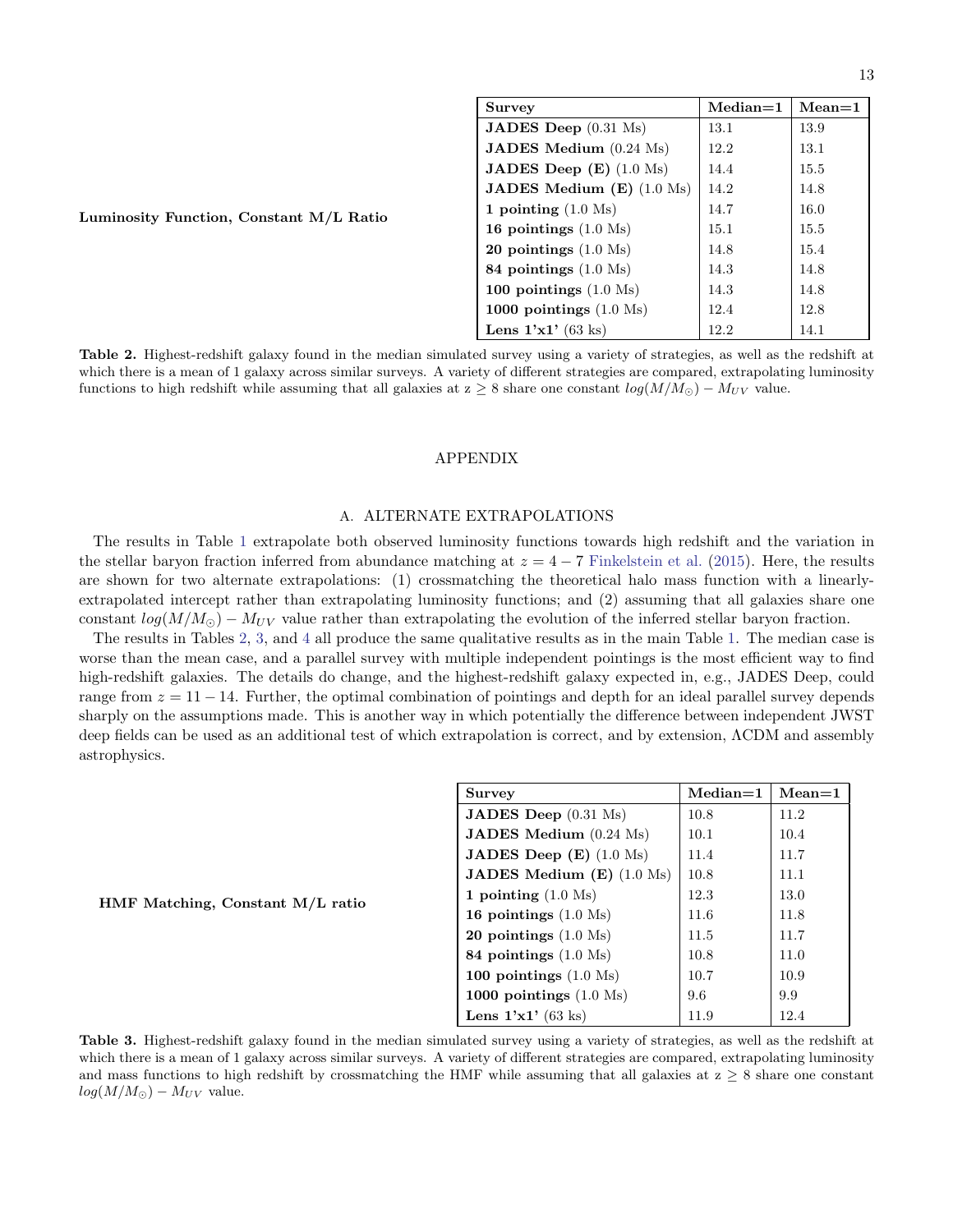**Luminosity Function, Constant M/L Ratio**

| Survey | Median=1 | Mean=1 |
|---|---|---|
| **JADES Deep** (0.31 Ms) | 13.1 | 13.9 |
| **JADES Medium** (0.24 Ms) | 12.2 | 13.1 |
| **JADES Deep (E)** (1.0 Ms) | 14.4 | 15.5 |
| **JADES Medium (E)** (1.0 Ms) | 14.2 | 14.8 |
| **1 pointing** (1.0 Ms) | 14.7 | 16.0 |
| **16 pointings** (1.0 Ms) | 15.1 | 15.5 |
| **20 pointings** (1.0 Ms) | 14.8 | 15.4 |
| **84 pointings** (1.0 Ms) | 14.3 | 14.8 |
| **100 pointings** (1.0 Ms) | 14.3 | 14.8 |
| **1000 pointings** (1.0 Ms) | 12.4 | 12.8 |
| **Lens 1'x1'** (63 ks) | 12.2 | 14.1 |

**Table 2.** Highest-redshift galaxy found in the median simulated survey using a variety of strategies, as well as the redshift at which there is a mean of 1 galaxy across similar surveys. A variety of different strategies are compared, extrapolating luminosity functions to high redshift while assuming that all galaxies at z $\geq$ 8 share one constant $log(M/M_{\odot}) - M_{UV}$ value.

# APPENDIX

## A. ALTERNATE EXTRAPOLATIONS

The results in Table 1 extrapolate both observed luminosity functions towards high redshift and the variation in the stellar baryon fraction inferred from abundance matching at $z = 4 - 7$ Finkelstein et al. (2015). Here, the results are shown for two alternate extrapolations: (1) crossmatching the theoretical halo mass function with a linearly-extrapolated intercept rather than extrapolating luminosity functions; and (2) assuming that all galaxies share one constant $log(M/M_{\odot}) - M_{UV}$ value rather than extrapolating the evolution of the inferred stellar baryon fraction.

The results in Tables 2, 3, and 4 all produce the same qualitative results as in the main Table 1. The median case is worse than the mean case, and a parallel survey with multiple independent pointings is the most efficient way to find high-redshift galaxies. The details do change, and the highest-redshift galaxy expected in, e.g., JADES Deep, could range from $z = 11 - 14$. Further, the optimal combination of pointings and depth for an ideal parallel survey depends sharply on the assumptions made. This is another way in which potentially the difference between independent JWST deep fields can be used as an additional test of which extrapolation is correct, and by extension, ΛCDM and assembly astrophysics.

**HMF Matching, Constant M/L ratio**

| Survey | Median=1 | Mean=1 |
|---|---|---|
| **JADES Deep** (0.31 Ms) | 10.8 | 11.2 |
| **JADES Medium** (0.24 Ms) | 10.1 | 10.4 |
| **JADES Deep (E)** (1.0 Ms) | 11.4 | 11.7 |
| **JADES Medium (E)** (1.0 Ms) | 10.8 | 11.1 |
| **1 pointing** (1.0 Ms) | 12.3 | 13.0 |
| **16 pointings** (1.0 Ms) | 11.6 | 11.8 |
| **20 pointings** (1.0 Ms) | 11.5 | 11.7 |
| **84 pointings** (1.0 Ms) | 10.8 | 11.0 |
| **100 pointings** (1.0 Ms) | 10.7 | 10.9 |
| **1000 pointings** (1.0 Ms) | 9.6 | 9.9 |
| **Lens 1'x1'** (63 ks) | 11.9 | 12.4 |

**Table 3.** Highest-redshift galaxy found in the median simulated survey using a variety of strategies, as well as the redshift at which there is a mean of 1 galaxy across similar surveys. A variety of different strategies are compared, extrapolating luminosity and mass functions to high redshift by crossmatching the HMF while assuming that all galaxies at z $\geq$ 8 share one constant $log(M/M_{\odot}) - M_{UV}$ value.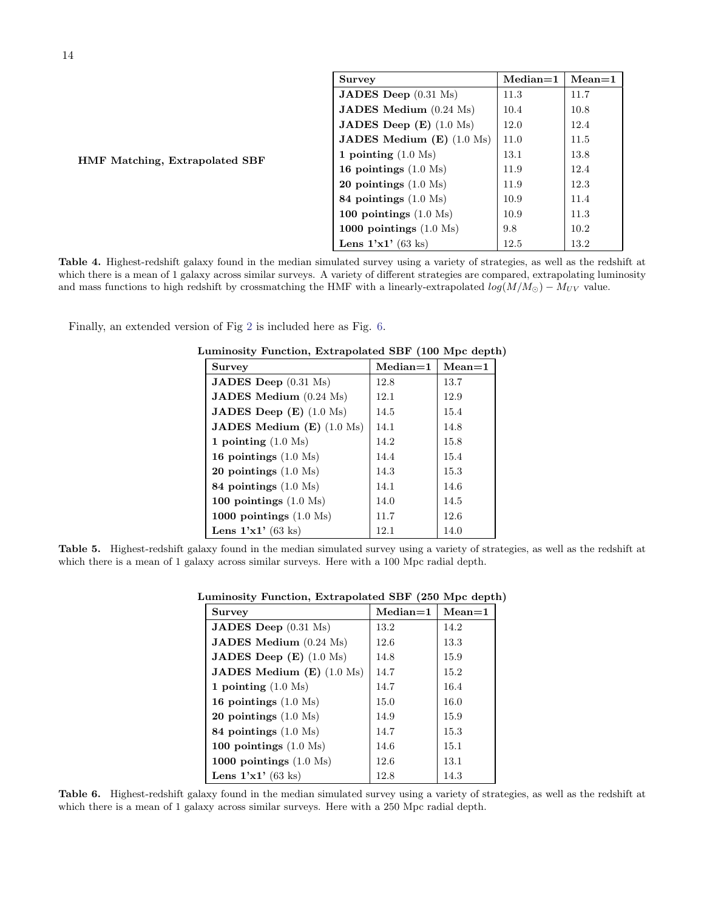**HMF Matching, Extrapolated SBF**

| Survey | Median=1 | Mean=1 |
|---|---|---|
| **JADES Deep** (0.31 Ms) | 11.3 | 11.7 |
| **JADES Medium** (0.24 Ms) | 10.4 | 10.8 |
| **JADES Deep (E)** (1.0 Ms) | 12.0 | 12.4 |
| **JADES Medium (E)** (1.0 Ms) | 11.0 | 11.5 |
| **1 pointing** (1.0 Ms) | 13.1 | 13.8 |
| **16 pointings** (1.0 Ms) | 11.9 | 12.4 |
| **20 pointings** (1.0 Ms) | 11.9 | 12.3 |
| **84 pointings** (1.0 Ms) | 10.9 | 11.4 |
| **100 pointings** (1.0 Ms) | 10.9 | 11.3 |
| **1000 pointings** (1.0 Ms) | 9.8 | 10.2 |
| **Lens 1'x1'** (63 ks) | 12.5 | 13.2 |

**Table 4.** Highest-redshift galaxy found in the median simulated survey using a variety of strategies, as well as the redshift at which there is a mean of 1 galaxy across similar surveys. A variety of different strategies are compared, extrapolating luminosity and mass functions to high redshift by crossmatching the HMF with a linearly-extrapolated $log(M/M_{\odot}) - M_{UV}$ value.

Finally, an extended version of Fig 2 is included here as Fig. 6.

**Luminosity Function, Extrapolated SBF (100 Mpc depth)**

| Survey | Median=1 | Mean=1 |
|---|---|---|
| **JADES Deep** (0.31 Ms) | 12.8 | 13.7 |
| **JADES Medium** (0.24 Ms) | 12.1 | 12.9 |
| **JADES Deep (E)** (1.0 Ms) | 14.5 | 15.4 |
| **JADES Medium (E)** (1.0 Ms) | 14.1 | 14.8 |
| **1 pointing** (1.0 Ms) | 14.2 | 15.8 |
| **16 pointings** (1.0 Ms) | 14.4 | 15.4 |
| **20 pointings** (1.0 Ms) | 14.3 | 15.3 |
| **84 pointings** (1.0 Ms) | 14.1 | 14.6 |
| **100 pointings** (1.0 Ms) | 14.0 | 14.5 |
| **1000 pointings** (1.0 Ms) | 11.7 | 12.6 |
| **Lens 1'x1'** (63 ks) | 12.1 | 14.0 |

**Table 5.** Highest-redshift galaxy found in the median simulated survey using a variety of strategies, as well as the redshift at which there is a mean of 1 galaxy across similar surveys. Here with a 100 Mpc radial depth.

**Luminosity Function, Extrapolated SBF (250 Mpc depth)**

| Survey | Median=1 | Mean=1 |
|---|---|---|
| **JADES Deep** (0.31 Ms) | 13.2 | 14.2 |
| **JADES Medium** (0.24 Ms) | 12.6 | 13.3 |
| **JADES Deep (E)** (1.0 Ms) | 14.8 | 15.9 |
| **JADES Medium (E)** (1.0 Ms) | 14.7 | 15.2 |
| **1 pointing** (1.0 Ms) | 14.7 | 16.4 |
| **16 pointings** (1.0 Ms) | 15.0 | 16.0 |
| **20 pointings** (1.0 Ms) | 14.9 | 15.9 |
| **84 pointings** (1.0 Ms) | 14.7 | 15.3 |
| **100 pointings** (1.0 Ms) | 14.6 | 15.1 |
| **1000 pointings** (1.0 Ms) | 12.6 | 13.1 |
| **Lens 1'x1'** (63 ks) | 12.8 | 14.3 |

**Table 6.** Highest-redshift galaxy found in the median simulated survey using a variety of strategies, as well as the redshift at which there is a mean of 1 galaxy across similar surveys. Here with a 250 Mpc radial depth.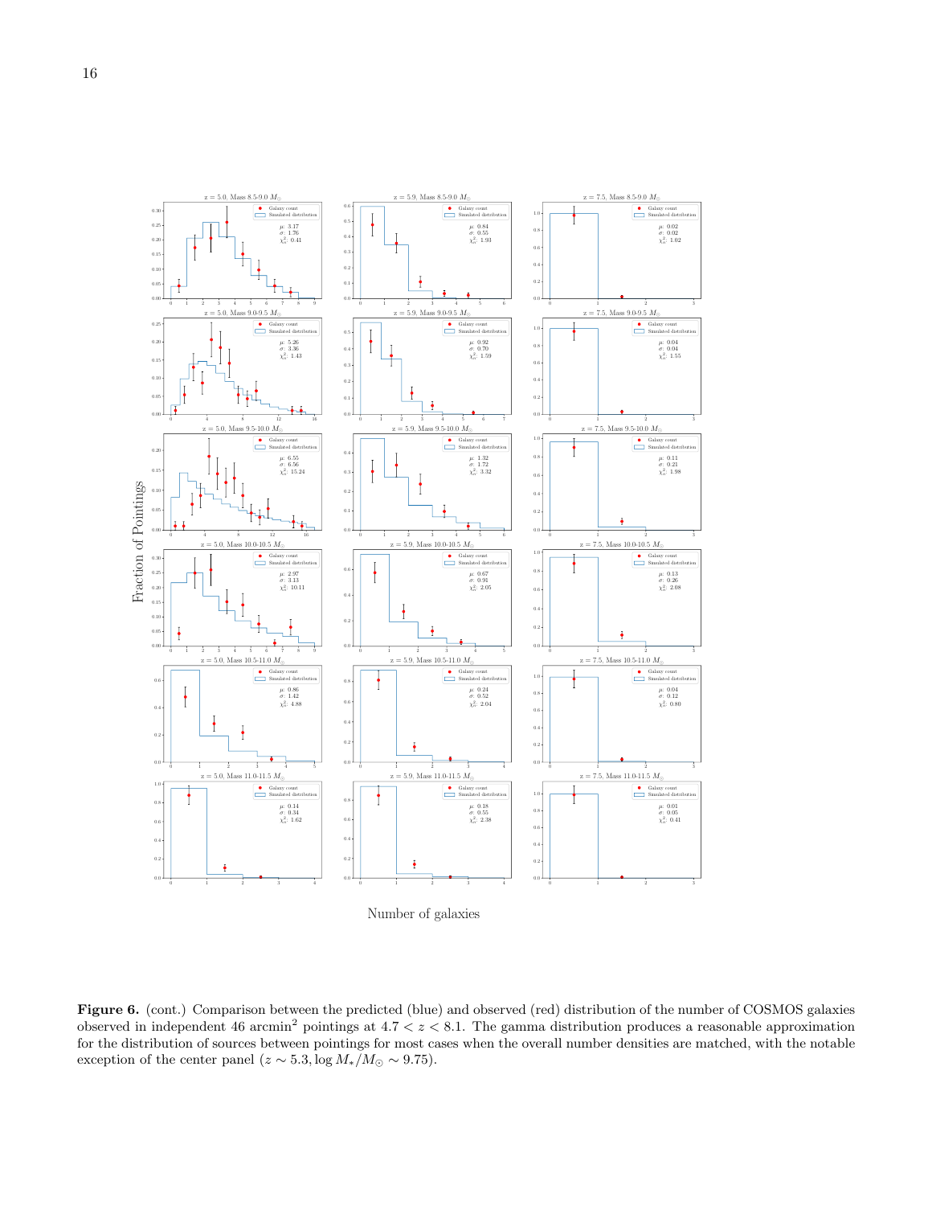z = 5.0, Mass 8.5-9.0 $M_\odot$

Galaxy count
Simulated distribution
$\mu$: 3.17
$\sigma$: 1.76
$\chi^2_\nu$: 0.41

z = 5.9, Mass 8.5-9.0 $M_\odot$

Galaxy count
Simulated distribution
$\mu$: 0.84
$\sigma$: 0.55
$\chi^2_\nu$: 1.93

z = 7.5, Mass 8.5-9.0 $M_\odot$

Galaxy count
Simulated distribution
$\mu$: 0.02
$\sigma$: 0.02
$\chi^2_\nu$: 1.02

z = 5.0, Mass 9.0-9.5 $M_\odot$

Galaxy count
Simulated distribution
$\mu$: 5.26
$\sigma$: 3.36
$\chi^2_\nu$: 1.43

z = 5.9, Mass 9.0-9.5 $M_\odot$

Galaxy count
Simulated distribution
$\mu$: 0.92
$\sigma$: 0.70
$\chi^2_\nu$: 1.59

z = 7.5, Mass 9.0-9.5 $M_\odot$

Galaxy count
Simulated distribution
$\mu$: 0.04
$\sigma$: 0.04
$\chi^2_\nu$: 1.55

z = 5.0, Mass 9.5-10.0 $M_\odot$

Galaxy count
Simulated distribution
$\mu$: 6.55
$\sigma$: 6.56
$\chi^2_\nu$: 15.24

z = 5.9, Mass 9.5-10.0 $M_\odot$

Galaxy count
Simulated distribution
$\mu$: 1.32
$\sigma$: 1.72
$\chi^2_\nu$: 3.32

z = 7.5, Mass 9.5-10.0 $M_\odot$

Galaxy count
Simulated distribution
$\mu$: 0.11
$\sigma$: 0.21
$\chi^2_\nu$: 1.98

z = 5.0, Mass 10.0-10.5 $M_\odot$

Galaxy count
Simulated distribution
$\mu$: 2.97
$\sigma$: 3.13
$\chi^2_\nu$: 10.11

z = 5.9, Mass 10.0-10.5 $M_\odot$

Galaxy count
Simulated distribution
$\mu$: 0.67
$\sigma$: 0.91
$\chi^2_\nu$: 2.05

z = 7.5, Mass 10.0-10.5 $M_\odot$

Galaxy count
Simulated distribution
$\mu$: 0.13
$\sigma$: 0.26
$\chi^2_\nu$: 2.08

z = 5.0, Mass 10.5-11.0 $M_\odot$

Galaxy count
Simulated distribution
$\mu$: 0.86
$\sigma$: 1.42
$\chi^2_\nu$: 4.88

z = 5.9, Mass 10.5-11.0 $M_\odot$

Galaxy count
Simulated distribution
$\mu$: 0.24
$\sigma$: 0.52
$\chi^2_\nu$: 2.04

z = 7.5, Mass 10.5-11.0 $M_\odot$

Galaxy count
Simulated distribution
$\mu$: 0.04
$\sigma$: 0.12
$\chi^2_\nu$: 0.80

z = 5.0, Mass 11.0-11.5 $M_\odot$

Galaxy count
Simulated distribution
$\mu$: 0.14
$\sigma$: 0.34
$\chi^2_\nu$: 1.62

z = 5.9, Mass 11.0-11.5 $M_\odot$

Galaxy count
Simulated distribution
$\mu$: 0.18
$\sigma$: 0.55
$\chi^2_\nu$: 2.38

z = 7.5, Mass 11.0-11.5 $M_\odot$

Galaxy count
Simulated distribution
$\mu$: 0.01
$\sigma$: 0.05
$\chi^2_\nu$: 0.41

Fraction of Pointings

Number of galaxies

**Figure 6.** (cont.) Comparison between the predicted (blue) and observed (red) distribution of the number of COSMOS galaxies observed in independent 46 arcmin$^2$ pointings at $4.7 < z < 8.1$. The gamma distribution produces a reasonable approximation for the distribution of sources between pointings for most cases when the overall number densities are matched, with the notable exception of the center panel ($z \sim 5.3, \log M_*/M_\odot \sim 9.75$).